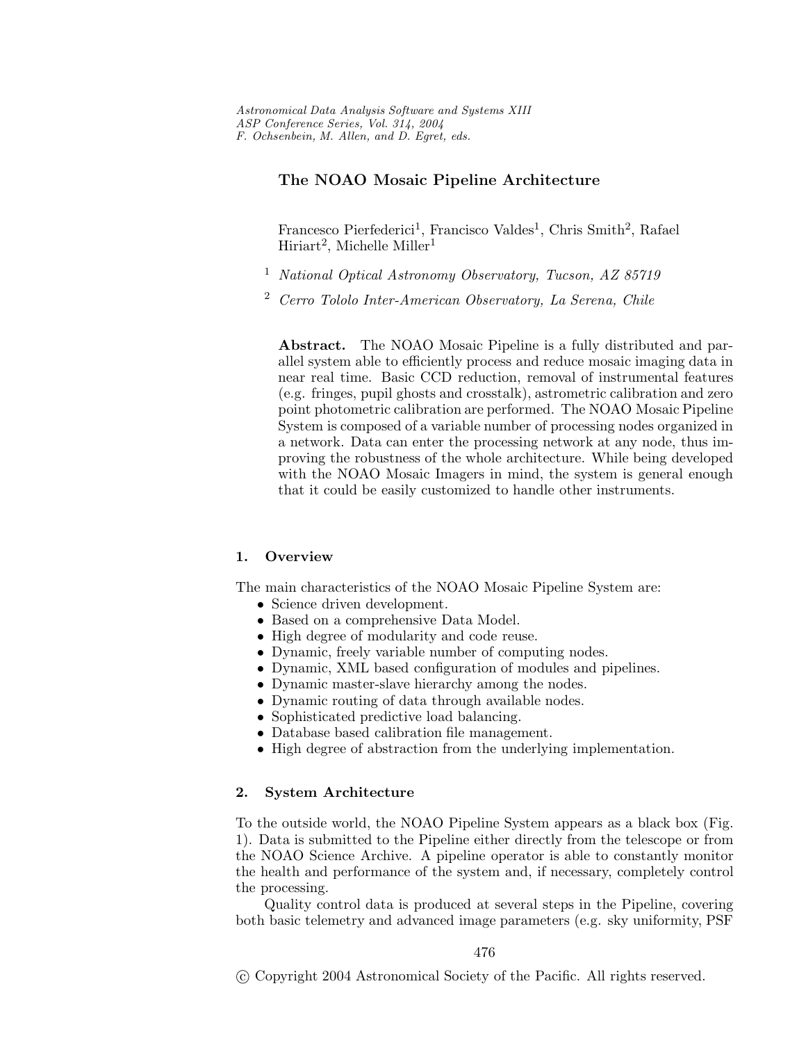# The NOAO Mosaic Pipeline Architecture

Francesco Pierfederici[1], Francisco Valdes[1], Chris Smith[2], Rafael Hiriart[2], Michelle Miller[1]

[1] *National Optical Astronomy Observatory, Tucson, AZ 85719*

[2] *Cerro Tololo Inter-American Observatory, La Serena, Chile*

**Abstract.** The NOAO Mosaic Pipeline is a fully distributed and parallel system able to efficiently process and reduce mosaic imaging data in near real time. Basic CCD reduction, removal of instrumental features (e.g. fringes, pupil ghosts and crosstalk), astrometric calibration and zero point photometric calibration are performed. The NOAO Mosaic Pipeline System is composed of a variable number of processing nodes organized in a network. Data can enter the processing network at any node, thus improving the robustness of the whole architecture. While being developed with the NOAO Mosaic Imagers in mind, the system is general enough that it could be easily customized to handle other instruments.

## 1. Overview

The main characteristics of the NOAO Mosaic Pipeline System are:

- Science driven development.
- Based on a comprehensive Data Model.
- High degree of modularity and code reuse.
- Dynamic, freely variable number of computing nodes.
- Dynamic, XML based configuration of modules and pipelines.
- Dynamic master-slave hierarchy among the nodes.
- Dynamic routing of data through available nodes.
- Sophisticated predictive load balancing.
- Database based calibration file management.
- High degree of abstraction from the underlying implementation.

## 2. System Architecture

To the outside world, the NOAO Pipeline System appears as a black box (Fig. 1). Data is submitted to the Pipeline either directly from the telescope or from the NOAO Science Archive. A pipeline operator is able to constantly monitor the health and performance of the system and, if necessary, completely control the processing.

Quality control data is produced at several steps in the Pipeline, covering both basic telemetry and advanced image parameters (e.g. sky uniformity, PSF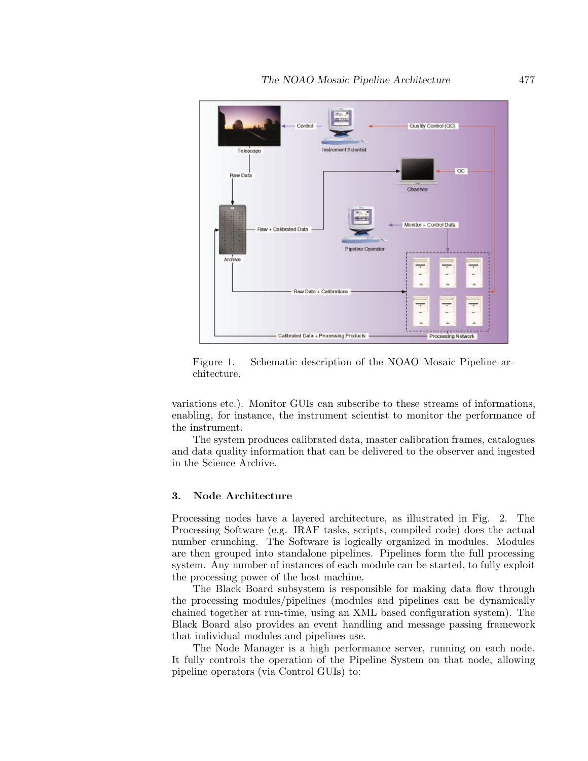Figure 1. Schematic description of the NOAO Mosaic Pipeline architecture.

variations etc.). Monitor GUIs can subscribe to these streams of informations, enabling, for instance, the instrument scientist to monitor the performance of the instrument.

The system produces calibrated data, master calibration frames, catalogues and data quality information that can be delivered to the observer and ingested in the Science Archive.

## 3. Node Architecture

Processing nodes have a layered architecture, as illustrated in Fig. 2. The Processing Software (e.g. IRAF tasks, scripts, compiled code) does the actual number crunching. The Software is logically organized in modules. Modules are then grouped into standalone pipelines. Pipelines form the full processing system. Any number of instances of each module can be started, to fully exploit the processing power of the host machine.

The Black Board subsystem is responsible for making data flow through the processing modules/pipelines (modules and pipelines can be dynamically chained together at run-time, using an XML based configuration system). The Black Board also provides an event handling and message passing framework that individual modules and pipelines use.

The Node Manager is a high performance server, running on each node. It fully controls the operation of the Pipeline System on that node, allowing pipeline operators (via Control GUIs) to: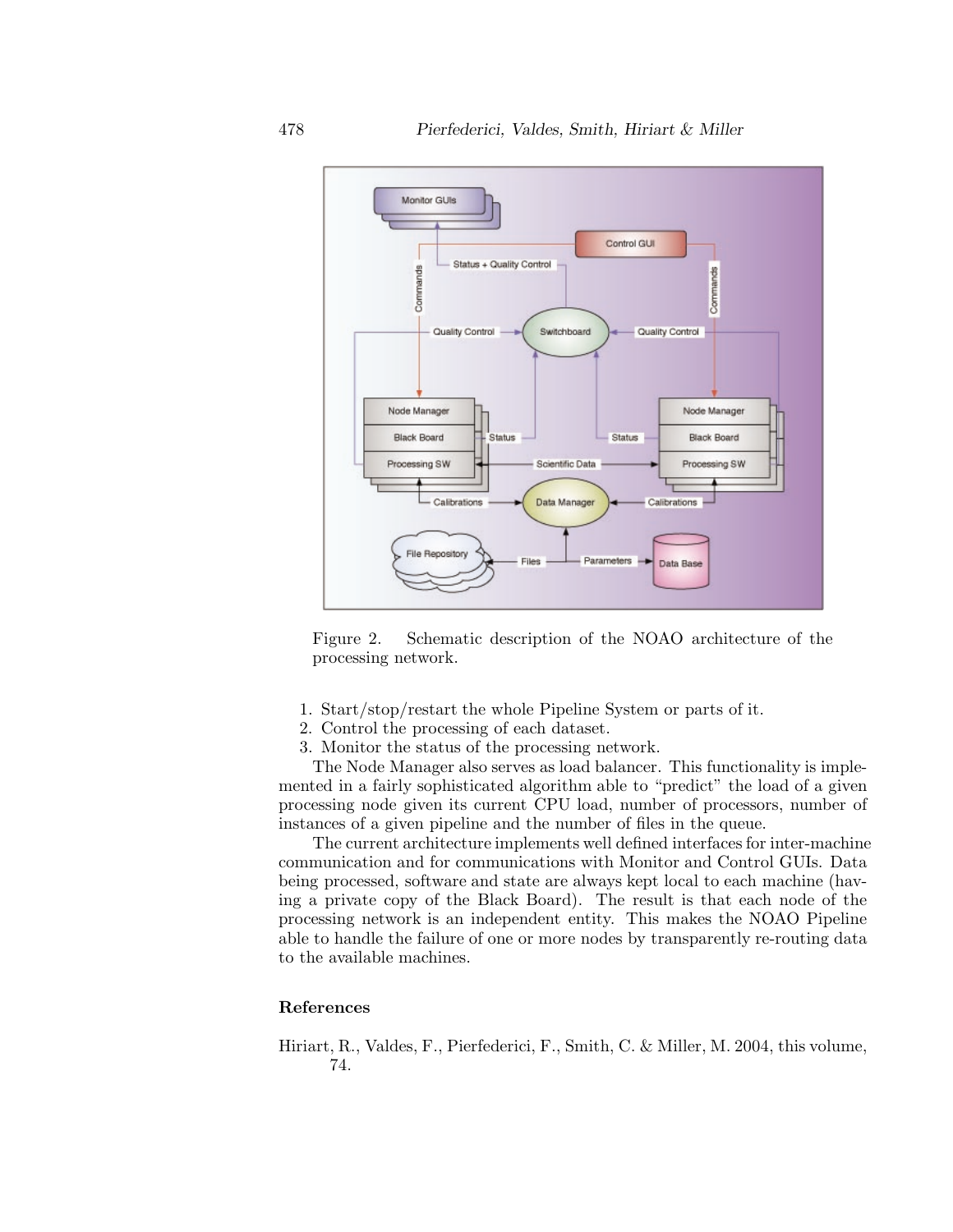Figure 2. Schematic description of the NOAO architecture of the processing network.

1. Start/stop/restart the whole Pipeline System or parts of it.
2. Control the processing of each dataset.
3. Monitor the status of the processing network.

The Node Manager also serves as load balancer. This functionality is implemented in a fairly sophisticated algorithm able to "predict" the load of a given processing node given its current CPU load, number of processors, number of instances of a given pipeline and the number of files in the queue.

The current architecture implements well defined interfaces for inter-machine communication and for communications with Monitor and Control GUIs. Data being processed, software and state are always kept local to each machine (having a private copy of the Black Board). The result is that each node of the processing network is an independent entity. This makes the NOAO Pipeline able to handle the failure of one or more nodes by transparently re-routing data to the available machines.

## References

Hiriart, R., Valdes, F., Pierfederici, F., Smith, C. & Miller, M. 2004, this volume, 74.